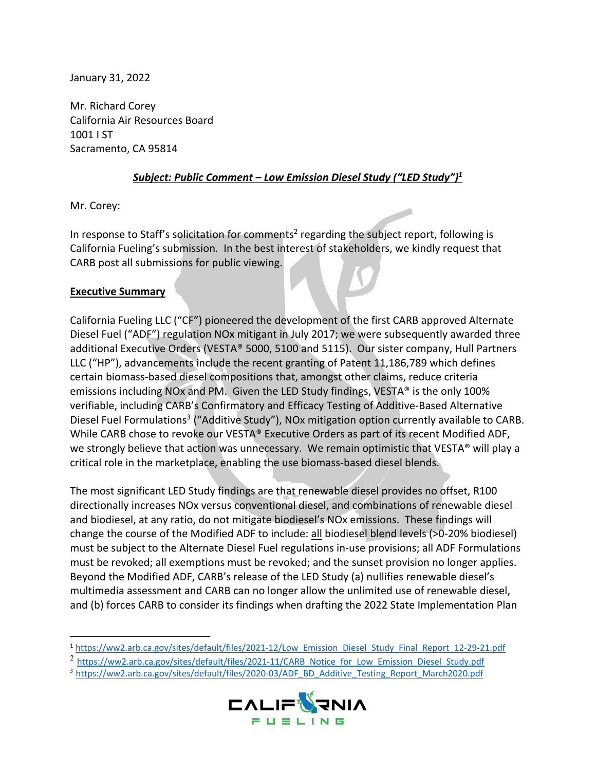January 31, 2022

Mr. Richard Corey
California Air Resources Board
1001 I ST
Sacramento, CA 95814

***Subject: Public Comment – Low Emission Diesel Study ("LED Study")[1]***

Mr. Corey:

In response to Staff's solicitation for comments[2] regarding the subject report, following is California Fueling's submission. In the best interest of stakeholders, we kindly request that CARB post all submissions for public viewing.

**Executive Summary**

California Fueling LLC ("CF") pioneered the development of the first CARB approved Alternate Diesel Fuel ("ADF") regulation NOx mitigant in July 2017; we were subsequently awarded three additional Executive Orders (VESTA® 5000, 5100 and 5115). Our sister company, Hull Partners LLC ("HP"), advancements include the recent granting of Patent 11,186,789 which defines certain biomass-based diesel compositions that, amongst other claims, reduce criteria emissions including NOx and PM. Given the LED Study findings, VESTA® is the only 100% verifiable, including CARB's Confirmatory and Efficacy Testing of Additive-Based Alternative Diesel Fuel Formulations[3] ("Additive Study"), NOx mitigation option currently available to CARB. While CARB chose to revoke our VESTA® Executive Orders as part of its recent Modified ADF, we strongly believe that action was unnecessary. We remain optimistic that VESTA® will play a critical role in the marketplace, enabling the use biomass-based diesel blends.

The most significant LED Study findings are that renewable diesel provides no offset, R100 directionally increases NOx versus conventional diesel, and combinations of renewable diesel and biodiesel, at any ratio, do not mitigate biodiesel's NOx emissions. These findings will change the course of the Modified ADF to include: all biodiesel blend levels (>0-20% biodiesel) must be subject to the Alternate Diesel Fuel regulations in-use provisions; all ADF Formulations must be revoked; all exemptions must be revoked; and the sunset provision no longer applies. Beyond the Modified ADF, CARB's release of the LED Study (a) nullifies renewable diesel's multimedia assessment and CARB can no longer allow the unlimited use of renewable diesel, and (b) forces CARB to consider its findings when drafting the 2022 State Implementation Plan

---

[1] https://ww2.arb.ca.gov/sites/default/files/2021-12/Low_Emission_Diesel_Study_Final_Report_12-29-21.pdf

[2] https://ww2.arb.ca.gov/sites/default/files/2021-11/CARB_Notice_for_Low_Emission_Diesel_Study.pdf

[3] https://ww2.arb.ca.gov/sites/default/files/2020-03/ADF_BD_Additive_Testing_Report_March2020.pdf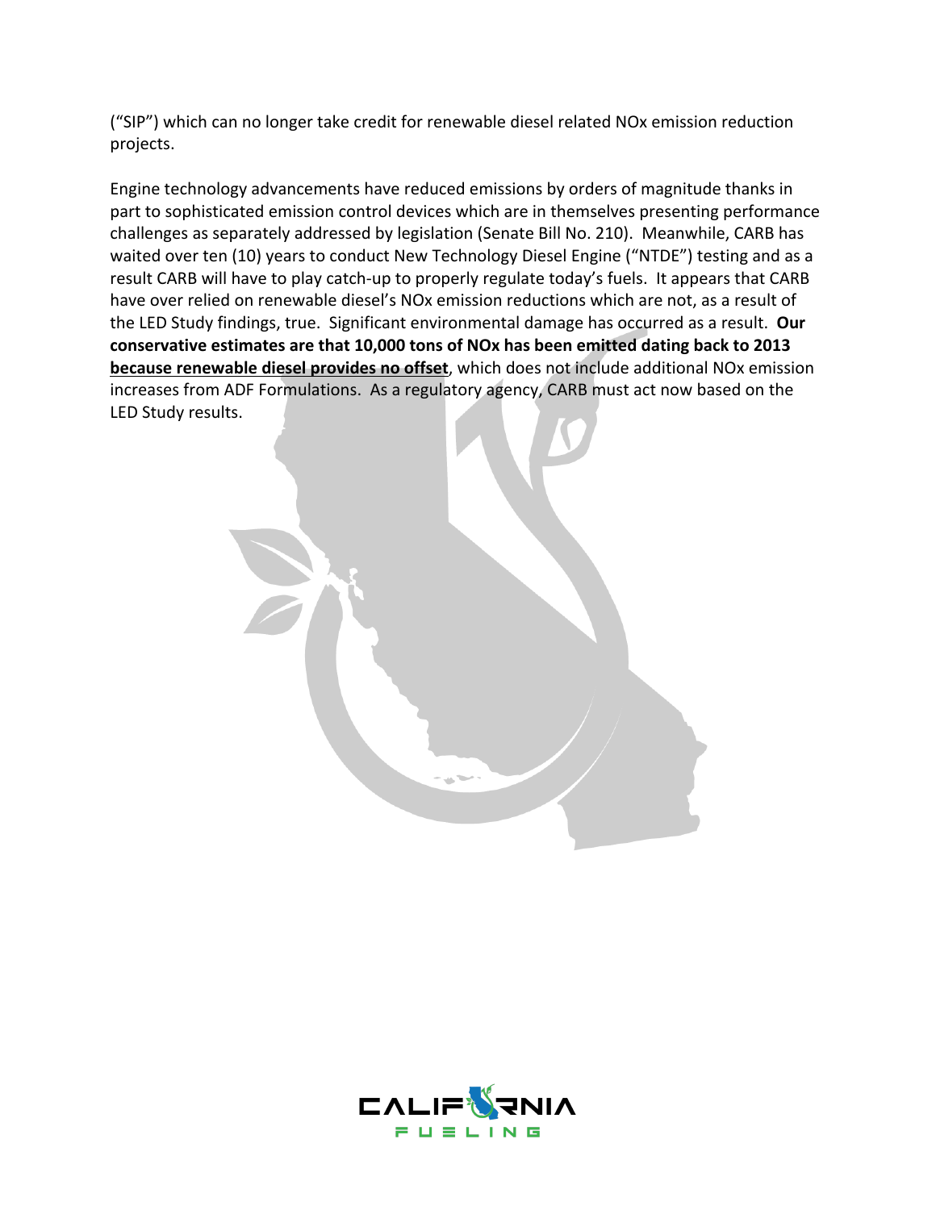("SIP") which can no longer take credit for renewable diesel related NOx emission reduction projects.

Engine technology advancements have reduced emissions by orders of magnitude thanks in part to sophisticated emission control devices which are in themselves presenting performance challenges as separately addressed by legislation (Senate Bill No. 210). Meanwhile, CARB has waited over ten (10) years to conduct New Technology Diesel Engine ("NTDE") testing and as a result CARB will have to play catch-up to properly regulate today's fuels. It appears that CARB have over relied on renewable diesel's NOx emission reductions which are not, as a result of the LED Study findings, true. Significant environmental damage has occurred as a result. **Our conservative estimates are that 10,000 tons of NOx has been emitted dating back to 2013 <u>because renewable diesel provides no offset</u>**, which does not include additional NOx emission increases from ADF Formulations. As a regulatory agency, CARB must act now based on the LED Study results.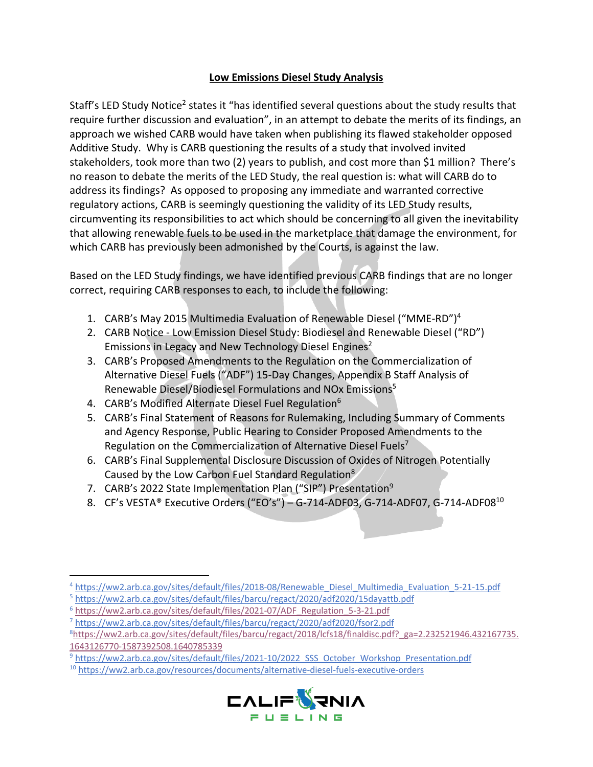## Low Emissions Diesel Study Analysis

Staff's LED Study Notice[2] states it "has identified several questions about the study results that require further discussion and evaluation", in an attempt to debate the merits of its findings, an approach we wished CARB would have taken when publishing its flawed stakeholder opposed Additive Study. Why is CARB questioning the results of a study that involved invited stakeholders, took more than two (2) years to publish, and cost more than $1 million? There's no reason to debate the merits of the LED Study, the real question is: what will CARB do to address its findings? As opposed to proposing any immediate and warranted corrective regulatory actions, CARB is seemingly questioning the validity of its LED Study results, circumventing its responsibilities to act which should be concerning to all given the inevitability that allowing renewable fuels to be used in the marketplace that damage the environment, for which CARB has previously been admonished by the Courts, is against the law.

Based on the LED Study findings, we have identified previous CARB findings that are no longer correct, requiring CARB responses to each, to include the following:

1. CARB's May 2015 Multimedia Evaluation of Renewable Diesel ("MME-RD")[4]
2. CARB Notice - Low Emission Diesel Study: Biodiesel and Renewable Diesel ("RD") Emissions in Legacy and New Technology Diesel Engines[2]
3. CARB's Proposed Amendments to the Regulation on the Commercialization of Alternative Diesel Fuels ("ADF") 15-Day Changes, Appendix B Staff Analysis of Renewable Diesel/Biodiesel Formulations and NOx Emissions[5]
4. CARB's Modified Alternate Diesel Fuel Regulation[6]
5. CARB's Final Statement of Reasons for Rulemaking, Including Summary of Comments and Agency Response, Public Hearing to Consider Proposed Amendments to the Regulation on the Commercialization of Alternative Diesel Fuels[7]
6. CARB's Final Supplemental Disclosure Discussion of Oxides of Nitrogen Potentially Caused by the Low Carbon Fuel Standard Regulation[8]
7. CARB's 2022 State Implementation Plan ("SIP") Presentation[9]
8. CF's VESTA® Executive Orders ("EO's") – G-714-ADF03, G-714-ADF07, G-714-ADF08[10]

---

[4] https://ww2.arb.ca.gov/sites/default/files/2018-08/Renewable_Diesel_Multimedia_Evaluation_5-21-15.pdf

[5] https://ww2.arb.ca.gov/sites/default/files/barcu/regact/2020/adf2020/15dayattb.pdf

[6] https://ww2.arb.ca.gov/sites/default/files/2021-07/ADF_Regulation_5-3-21.pdf

[7] https://ww2.arb.ca.gov/sites/default/files/barcu/regact/2020/adf2020/fsor2.pdf

[8] https://ww2.arb.ca.gov/sites/default/files/barcu/regact/2018/lcfs18/finaldisc.pdf?_ga=2.232521946.432167735.1643126770-1587392508.1640785339

[9] https://ww2.arb.ca.gov/sites/default/files/2021-10/2022_SSS_October_Workshop_Presentation.pdf

[10] https://ww2.arb.ca.gov/resources/documents/alternative-diesel-fuels-executive-orders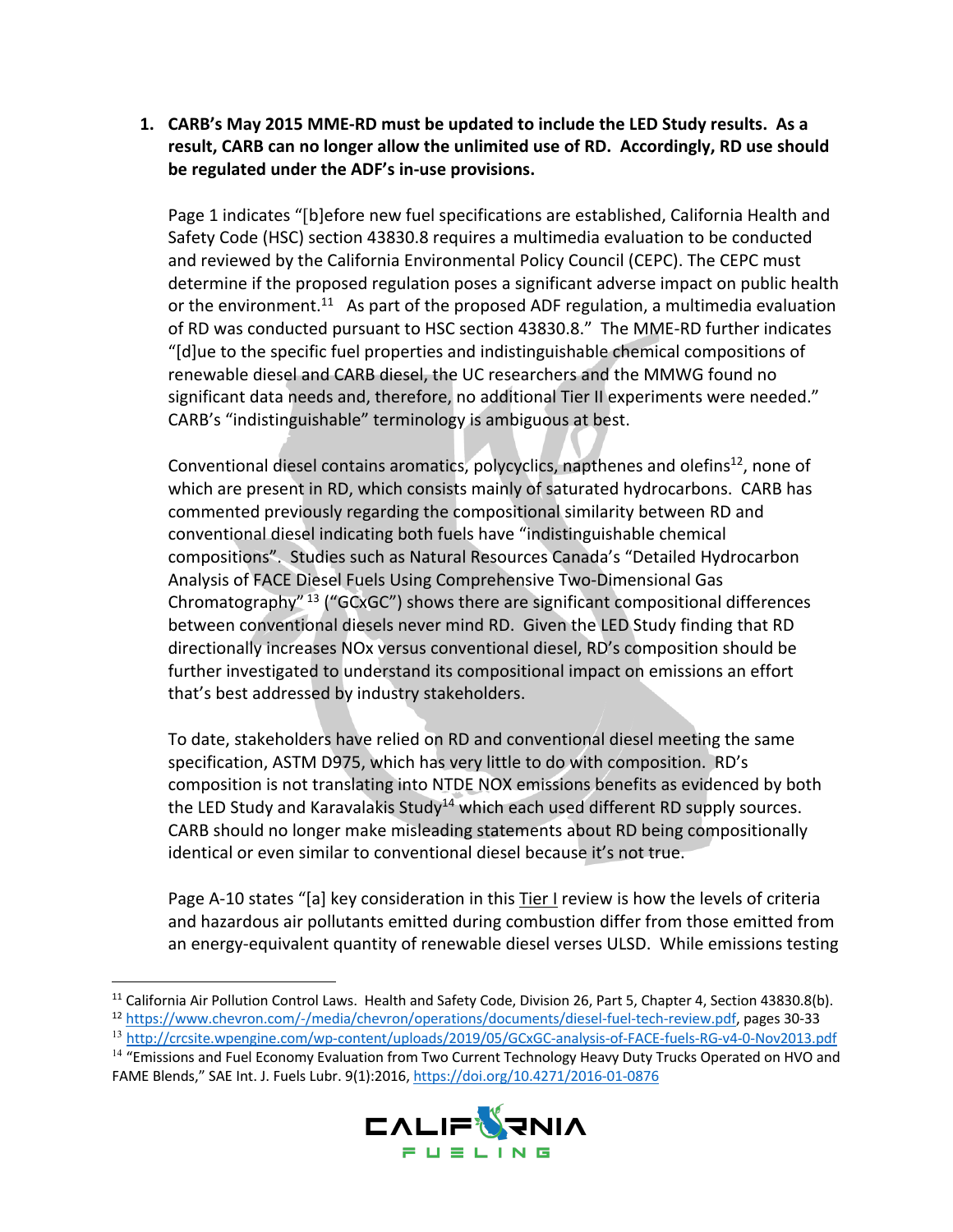**1. CARB's May 2015 MME-RD must be updated to include the LED Study results. As a result, CARB can no longer allow the unlimited use of RD. Accordingly, RD use should be regulated under the ADF's in-use provisions.**

Page 1 indicates "[b]efore new fuel specifications are established, California Health and Safety Code (HSC) section 43830.8 requires a multimedia evaluation to be conducted and reviewed by the California Environmental Policy Council (CEPC). The CEPC must determine if the proposed regulation poses a significant adverse impact on public health or the environment.[11] As part of the proposed ADF regulation, a multimedia evaluation of RD was conducted pursuant to HSC section 43830.8." The MME-RD further indicates "[d]ue to the specific fuel properties and indistinguishable chemical compositions of renewable diesel and CARB diesel, the UC researchers and the MMWG found no significant data needs and, therefore, no additional Tier II experiments were needed." CARB's "indistinguishable" terminology is ambiguous at best.

Conventional diesel contains aromatics, polycyclics, napthenes and olefins[12], none of which are present in RD, which consists mainly of saturated hydrocarbons. CARB has commented previously regarding the compositional similarity between RD and conventional diesel indicating both fuels have "indistinguishable chemical compositions". Studies such as Natural Resources Canada's "Detailed Hydrocarbon Analysis of FACE Diesel Fuels Using Comprehensive Two-Dimensional Gas Chromatography"[13] ("GCxGC") shows there are significant compositional differences between conventional diesels never mind RD. Given the LED Study finding that RD directionally increases NOx versus conventional diesel, RD's composition should be further investigated to understand its compositional impact on emissions an effort that's best addressed by industry stakeholders.

To date, stakeholders have relied on RD and conventional diesel meeting the same specification, ASTM D975, which has very little to do with composition. RD's composition is not translating into NTDE NOX emissions benefits as evidenced by both the LED Study and Karavalakis Study[14] which each used different RD supply sources. CARB should no longer make misleading statements about RD being compositionally identical or even similar to conventional diesel because it's not true.

Page A-10 states "[a] key consideration in this <u>Tier I</u> review is how the levels of criteria and hazardous air pollutants emitted during combustion differ from those emitted from an energy-equivalent quantity of renewable diesel verses ULSD. While emissions testing

---

[11] California Air Pollution Control Laws. Health and Safety Code, Division 26, Part 5, Chapter 4, Section 43830.8(b).

[12] https://www.chevron.com/-/media/chevron/operations/documents/diesel-fuel-tech-review.pdf, pages 30-33

[13] http://crcsite.wpengine.com/wp-content/uploads/2019/05/GCxGC-analysis-of-FACE-fuels-RG-v4-0-Nov2013.pdf

[14] "Emissions and Fuel Economy Evaluation from Two Current Technology Heavy Duty Trucks Operated on HVO and FAME Blends," SAE Int. J. Fuels Lubr. 9(1):2016, https://doi.org/10.4271/2016-01-0876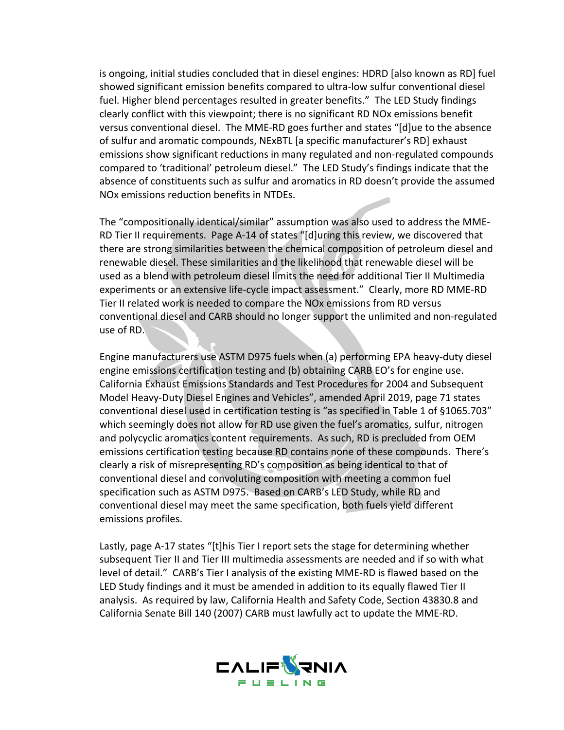is ongoing, initial studies concluded that in diesel engines: HDRD [also known as RD] fuel showed significant emission benefits compared to ultra-low sulfur conventional diesel fuel. Higher blend percentages resulted in greater benefits." The LED Study findings clearly conflict with this viewpoint; there is no significant RD NOx emissions benefit versus conventional diesel. The MME-RD goes further and states "[d]ue to the absence of sulfur and aromatic compounds, NExBTL [a specific manufacturer's RD] exhaust emissions show significant reductions in many regulated and non-regulated compounds compared to 'traditional' petroleum diesel." The LED Study's findings indicate that the absence of constituents such as sulfur and aromatics in RD doesn't provide the assumed NOx emissions reduction benefits in NTDEs.

The "compositionally identical/similar" assumption was also used to address the MME-RD Tier II requirements. Page A-14 of states "[d]uring this review, we discovered that there are strong similarities between the chemical composition of petroleum diesel and renewable diesel. These similarities and the likelihood that renewable diesel will be used as a blend with petroleum diesel limits the need for additional Tier II Multimedia experiments or an extensive life-cycle impact assessment." Clearly, more RD MME-RD Tier II related work is needed to compare the NOx emissions from RD versus conventional diesel and CARB should no longer support the unlimited and non-regulated use of RD.

Engine manufacturers use ASTM D975 fuels when (a) performing EPA heavy-duty diesel engine emissions certification testing and (b) obtaining CARB EO's for engine use. California Exhaust Emissions Standards and Test Procedures for 2004 and Subsequent Model Heavy-Duty Diesel Engines and Vehicles", amended April 2019, page 71 states conventional diesel used in certification testing is "as specified in Table 1 of §1065.703" which seemingly does not allow for RD use given the fuel's aromatics, sulfur, nitrogen and polycyclic aromatics content requirements. As such, RD is precluded from OEM emissions certification testing because RD contains none of these compounds. There's clearly a risk of misrepresenting RD's composition as being identical to that of conventional diesel and convoluting composition with meeting a common fuel specification such as ASTM D975. Based on CARB's LED Study, while RD and conventional diesel may meet the same specification, both fuels yield different emissions profiles.

Lastly, page A-17 states "[t]his Tier I report sets the stage for determining whether subsequent Tier II and Tier III multimedia assessments are needed and if so with what level of detail." CARB's Tier I analysis of the existing MME-RD is flawed based on the LED Study findings and it must be amended in addition to its equally flawed Tier II analysis. As required by law, California Health and Safety Code, Section 43830.8 and California Senate Bill 140 (2007) CARB must lawfully act to update the MME-RD.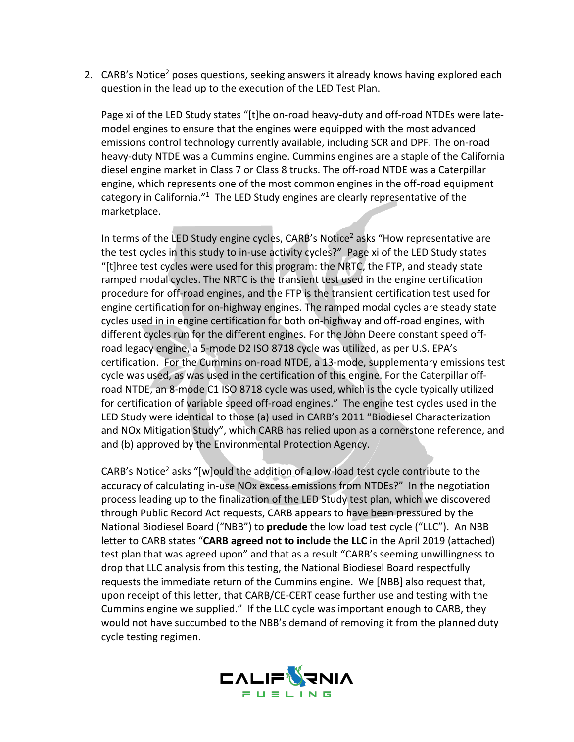2. CARB's Notice[2] poses questions, seeking answers it already knows having explored each question in the lead up to the execution of the LED Test Plan.

   Page xi of the LED Study states "[t]he on-road heavy-duty and off-road NTDEs were late-model engines to ensure that the engines were equipped with the most advanced emissions control technology currently available, including SCR and DPF. The on-road heavy-duty NTDE was a Cummins engine. Cummins engines are a staple of the California diesel engine market in Class 7 or Class 8 trucks. The off-road NTDE was a Caterpillar engine, which represents one of the most common engines in the off-road equipment category in California."[1] The LED Study engines are clearly representative of the marketplace.

   In terms of the LED Study engine cycles, CARB's Notice[2] asks "How representative are the test cycles in this study to in-use activity cycles?" Page xi of the LED Study states "[t]hree test cycles were used for this program: the NRTC, the FTP, and steady state ramped modal cycles. The NRTC is the transient test used in the engine certification procedure for off-road engines, and the FTP is the transient certification test used for engine certification for on-highway engines. The ramped modal cycles are steady state cycles used in in engine certification for both on-highway and off-road engines, with different cycles run for the different engines. For the John Deere constant speed off-road legacy engine, a 5-mode D2 ISO 8718 cycle was utilized, as per U.S. EPA's certification. For the Cummins on-road NTDE, a 13-mode, supplementary emissions test cycle was used, as was used in the certification of this engine. For the Caterpillar off-road NTDE, an 8-mode C1 ISO 8718 cycle was used, which is the cycle typically utilized for certification of variable speed off-road engines." The engine test cycles used in the LED Study were identical to those (a) used in CARB's 2011 "Biodiesel Characterization and NOx Mitigation Study", which CARB has relied upon as a cornerstone reference, and and (b) approved by the Environmental Protection Agency.

   CARB's Notice[2] asks "[w]ould the addition of a low-load test cycle contribute to the accuracy of calculating in-use NOx excess emissions from NTDEs?" In the negotiation process leading up to the finalization of the LED Study test plan, which we discovered through Public Record Act requests, CARB appears to have been pressured by the National Biodiesel Board ("NBB") to **preclude** the low load test cycle ("LLC"). An NBB letter to CARB states "**CARB agreed not to include the LLC** in the April 2019 (attached) test plan that was agreed upon" and that as a result "CARB's seeming unwillingness to drop that LLC analysis from this testing, the National Biodiesel Board respectfully requests the immediate return of the Cummins engine. We [NBB] also request that, upon receipt of this letter, that CARB/CE-CERT cease further use and testing with the Cummins engine we supplied." If the LLC cycle was important enough to CARB, they would not have succumbed to the NBB's demand of removing it from the planned duty cycle testing regimen.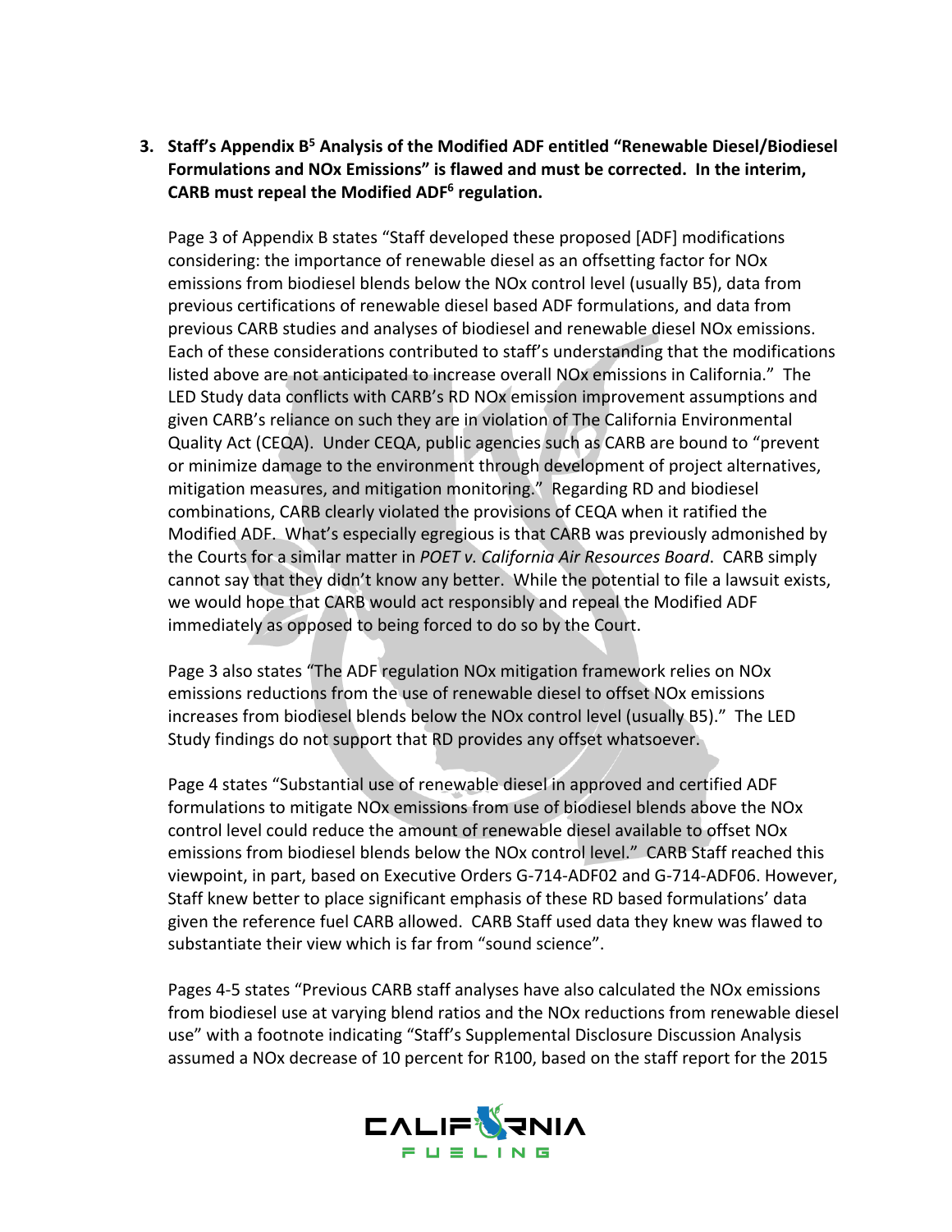3. **Staff's Appendix B[5] Analysis of the Modified ADF entitled "Renewable Diesel/Biodiesel Formulations and NOx Emissions" is flawed and must be corrected. In the interim, CARB must repeal the Modified ADF[6] regulation.**

   Page 3 of Appendix B states "Staff developed these proposed [ADF] modifications considering: the importance of renewable diesel as an offsetting factor for NOx emissions from biodiesel blends below the NOx control level (usually B5), data from previous certifications of renewable diesel based ADF formulations, and data from previous CARB studies and analyses of biodiesel and renewable diesel NOx emissions. Each of these considerations contributed to staff's understanding that the modifications listed above are not anticipated to increase overall NOx emissions in California." The LED Study data conflicts with CARB's RD NOx emission improvement assumptions and given CARB's reliance on such they are in violation of The California Environmental Quality Act (CEQA). Under CEQA, public agencies such as CARB are bound to "prevent or minimize damage to the environment through development of project alternatives, mitigation measures, and mitigation monitoring." Regarding RD and biodiesel combinations, CARB clearly violated the provisions of CEQA when it ratified the Modified ADF. What's especially egregious is that CARB was previously admonished by the Courts for a similar matter in *POET v. California Air Resources Board*. CARB simply cannot say that they didn't know any better. While the potential to file a lawsuit exists, we would hope that CARB would act responsibly and repeal the Modified ADF immediately as opposed to being forced to do so by the Court.

   Page 3 also states "The ADF regulation NOx mitigation framework relies on NOx emissions reductions from the use of renewable diesel to offset NOx emissions increases from biodiesel blends below the NOx control level (usually B5)." The LED Study findings do not support that RD provides any offset whatsoever.

   Page 4 states "Substantial use of renewable diesel in approved and certified ADF formulations to mitigate NOx emissions from use of biodiesel blends above the NOx control level could reduce the amount of renewable diesel available to offset NOx emissions from biodiesel blends below the NOx control level." CARB Staff reached this viewpoint, in part, based on Executive Orders G-714-ADF02 and G-714-ADF06. However, Staff knew better to place significant emphasis of these RD based formulations' data given the reference fuel CARB allowed. CARB Staff used data they knew was flawed to substantiate their view which is far from "sound science".

   Pages 4-5 states "Previous CARB staff analyses have also calculated the NOx emissions from biodiesel use at varying blend ratios and the NOx reductions from renewable diesel use" with a footnote indicating "Staff's Supplemental Disclosure Discussion Analysis assumed a NOx decrease of 10 percent for R100, based on the staff report for the 2015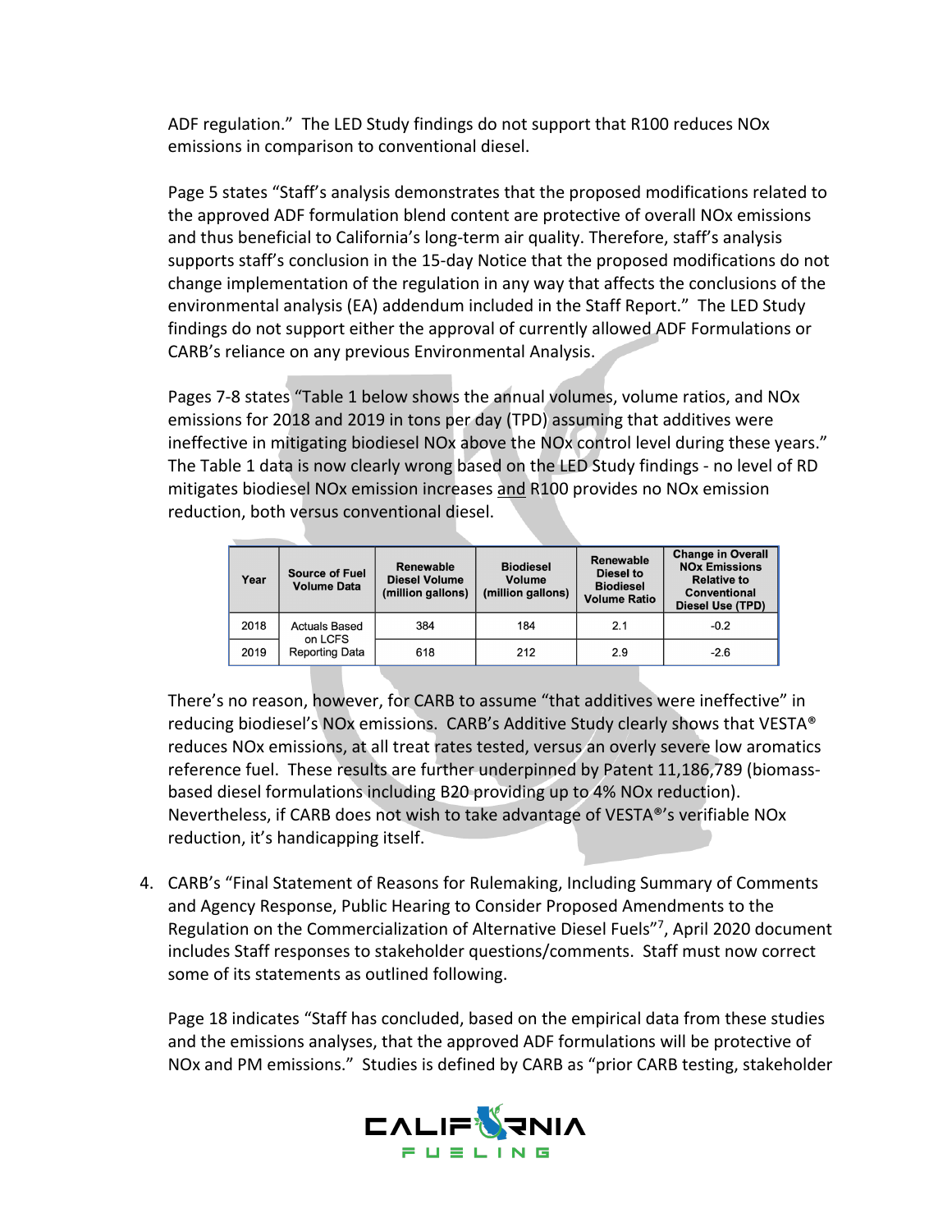ADF regulation." The LED Study findings do not support that R100 reduces NOx emissions in comparison to conventional diesel.

Page 5 states "Staff's analysis demonstrates that the proposed modifications related to the approved ADF formulation blend content are protective of overall NOx emissions and thus beneficial to California's long-term air quality. Therefore, staff's analysis supports staff's conclusion in the 15-day Notice that the proposed modifications do not change implementation of the regulation in any way that affects the conclusions of the environmental analysis (EA) addendum included in the Staff Report." The LED Study findings do not support either the approval of currently allowed ADF Formulations or CARB's reliance on any previous Environmental Analysis.

Pages 7-8 states "Table 1 below shows the annual volumes, volume ratios, and NOx emissions for 2018 and 2019 in tons per day (TPD) assuming that additives were ineffective in mitigating biodiesel NOx above the NOx control level during these years." The Table 1 data is now clearly wrong based on the LED Study findings - no level of RD mitigates biodiesel NOx emission increases and R100 provides no NOx emission reduction, both versus conventional diesel.

| Year | Source of Fuel Volume Data | Renewable Diesel Volume (million gallons) | Biodiesel Volume (million gallons) | Renewable Diesel to Biodiesel Volume Ratio | Change in Overall NOx Emissions Relative to Conventional Diesel Use (TPD) |
|---|---|---|---|---|---|
| 2018 | Actuals Based on LCFS Reporting Data | 384 | 184 | 2.1 | -0.2 |
| 2019 | | 618 | 212 | 2.9 | -2.6 |

There's no reason, however, for CARB to assume "that additives were ineffective" in reducing biodiesel's NOx emissions. CARB's Additive Study clearly shows that VESTA® reduces NOx emissions, at all treat rates tested, versus an overly severe low aromatics reference fuel. These results are further underpinned by Patent 11,186,789 (biomass-based diesel formulations including B20 providing up to 4% NOx reduction). Nevertheless, if CARB does not wish to take advantage of VESTA®'s verifiable NOx reduction, it's handicapping itself.

4. CARB's "Final Statement of Reasons for Rulemaking, Including Summary of Comments and Agency Response, Public Hearing to Consider Proposed Amendments to the Regulation on the Commercialization of Alternative Diesel Fuels"[7], April 2020 document includes Staff responses to stakeholder questions/comments. Staff must now correct some of its statements as outlined following.

   Page 18 indicates "Staff has concluded, based on the empirical data from these studies and the emissions analyses, that the approved ADF formulations will be protective of NOx and PM emissions." Studies is defined by CARB as "prior CARB testing, stakeholder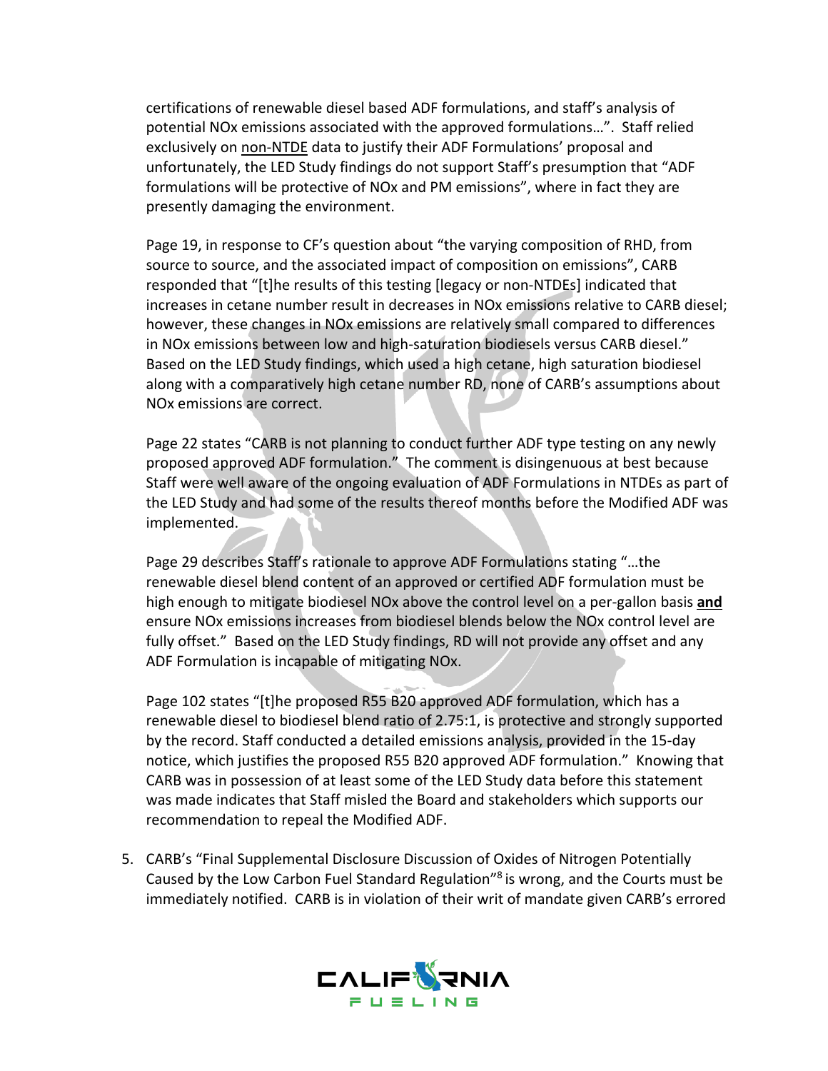certifications of renewable diesel based ADF formulations, and staff's analysis of potential NOx emissions associated with the approved formulations…". Staff relied exclusively on non-NTDE data to justify their ADF Formulations' proposal and unfortunately, the LED Study findings do not support Staff's presumption that "ADF formulations will be protective of NOx and PM emissions", where in fact they are presently damaging the environment.

Page 19, in response to CF's question about "the varying composition of RHD, from source to source, and the associated impact of composition on emissions", CARB responded that "[t]he results of this testing [legacy or non-NTDEs] indicated that increases in cetane number result in decreases in NOx emissions relative to CARB diesel; however, these changes in NOx emissions are relatively small compared to differences in NOx emissions between low and high-saturation biodiesels versus CARB diesel." Based on the LED Study findings, which used a high cetane, high saturation biodiesel along with a comparatively high cetane number RD, none of CARB's assumptions about NOx emissions are correct.

Page 22 states "CARB is not planning to conduct further ADF type testing on any newly proposed approved ADF formulation." The comment is disingenuous at best because Staff were well aware of the ongoing evaluation of ADF Formulations in NTDEs as part of the LED Study and had some of the results thereof months before the Modified ADF was implemented.

Page 29 describes Staff's rationale to approve ADF Formulations stating "…the renewable diesel blend content of an approved or certified ADF formulation must be high enough to mitigate biodiesel NOx above the control level on a per-gallon basis **and** ensure NOx emissions increases from biodiesel blends below the NOx control level are fully offset." Based on the LED Study findings, RD will not provide any offset and any ADF Formulation is incapable of mitigating NOx.

Page 102 states "[t]he proposed R55 B20 approved ADF formulation, which has a renewable diesel to biodiesel blend ratio of 2.75:1, is protective and strongly supported by the record. Staff conducted a detailed emissions analysis, provided in the 15-day notice, which justifies the proposed R55 B20 approved ADF formulation." Knowing that CARB was in possession of at least some of the LED Study data before this statement was made indicates that Staff misled the Board and stakeholders which supports our recommendation to repeal the Modified ADF.

5. CARB's "Final Supplemental Disclosure Discussion of Oxides of Nitrogen Potentially Caused by the Low Carbon Fuel Standard Regulation"[8] is wrong, and the Courts must be immediately notified. CARB is in violation of their writ of mandate given CARB's errored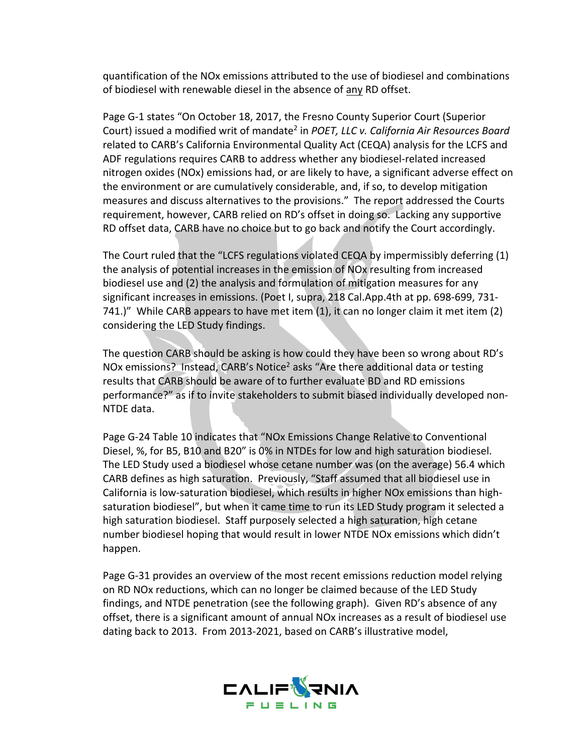quantification of the NOx emissions attributed to the use of biodiesel and combinations of biodiesel with renewable diesel in the absence of any RD offset.

Page G-1 states "On October 18, 2017, the Fresno County Superior Court (Superior Court) issued a modified writ of mandate[2] in *POET, LLC v. California Air Resources Board* related to CARB's California Environmental Quality Act (CEQA) analysis for the LCFS and ADF regulations requires CARB to address whether any biodiesel-related increased nitrogen oxides (NOx) emissions had, or are likely to have, a significant adverse effect on the environment or are cumulatively considerable, and, if so, to develop mitigation measures and discuss alternatives to the provisions." The report addressed the Courts requirement, however, CARB relied on RD's offset in doing so. Lacking any supportive RD offset data, CARB have no choice but to go back and notify the Court accordingly.

The Court ruled that the "LCFS regulations violated CEQA by impermissibly deferring (1) the analysis of potential increases in the emission of NOx resulting from increased biodiesel use and (2) the analysis and formulation of mitigation measures for any significant increases in emissions. (Poet I, supra, 218 Cal.App.4th at pp. 698-699, 731-741.)" While CARB appears to have met item (1), it can no longer claim it met item (2) considering the LED Study findings.

The question CARB should be asking is how could they have been so wrong about RD's NOx emissions? Instead, CARB's Notice[2] asks "Are there additional data or testing results that CARB should be aware of to further evaluate BD and RD emissions performance?" as if to invite stakeholders to submit biased individually developed non-NTDE data.

Page G-24 Table 10 indicates that "NOx Emissions Change Relative to Conventional Diesel, %, for B5, B10 and B20" is 0% in NTDEs for low and high saturation biodiesel. The LED Study used a biodiesel whose cetane number was (on the average) 56.4 which CARB defines as high saturation. Previously, "Staff assumed that all biodiesel use in California is low-saturation biodiesel, which results in higher NOx emissions than high-saturation biodiesel", but when it came time to run its LED Study program it selected a high saturation biodiesel. Staff purposely selected a high saturation, high cetane number biodiesel hoping that would result in lower NTDE NOx emissions which didn't happen.

Page G-31 provides an overview of the most recent emissions reduction model relying on RD NOx reductions, which can no longer be claimed because of the LED Study findings, and NTDE penetration (see the following graph). Given RD's absence of any offset, there is a significant amount of annual NOx increases as a result of biodiesel use dating back to 2013. From 2013-2021, based on CARB's illustrative model,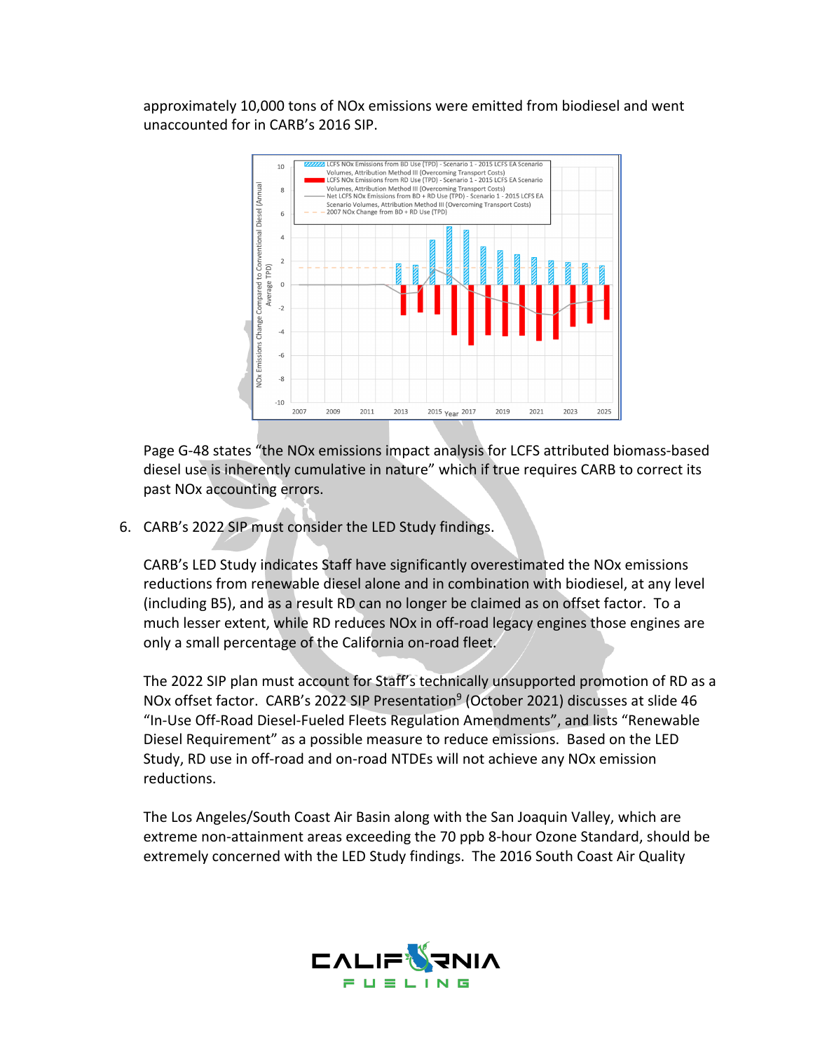approximately 10,000 tons of NOx emissions were emitted from biodiesel and went unaccounted for in CARB's 2016 SIP.

Page G-48 states "the NOx emissions impact analysis for LCFS attributed biomass-based diesel use is inherently cumulative in nature" which if true requires CARB to correct its past NOx accounting errors.

6. CARB's 2022 SIP must consider the LED Study findings.

   CARB's LED Study indicates Staff have significantly overestimated the NOx emissions reductions from renewable diesel alone and in combination with biodiesel, at any level (including B5), and as a result RD can no longer be claimed as on offset factor. To a much lesser extent, while RD reduces NOx in off-road legacy engines those engines are only a small percentage of the California on-road fleet.

   The 2022 SIP plan must account for Staff's technically unsupported promotion of RD as a NOx offset factor. CARB's 2022 SIP Presentation[9] (October 2021) discusses at slide 46 "In-Use Off-Road Diesel-Fueled Fleets Regulation Amendments", and lists "Renewable Diesel Requirement" as a possible measure to reduce emissions. Based on the LED Study, RD use in off-road and on-road NTDEs will not achieve any NOx emission reductions.

   The Los Angeles/South Coast Air Basin along with the San Joaquin Valley, which are extreme non-attainment areas exceeding the 70 ppb 8-hour Ozone Standard, should be extremely concerned with the LED Study findings. The 2016 South Coast Air Quality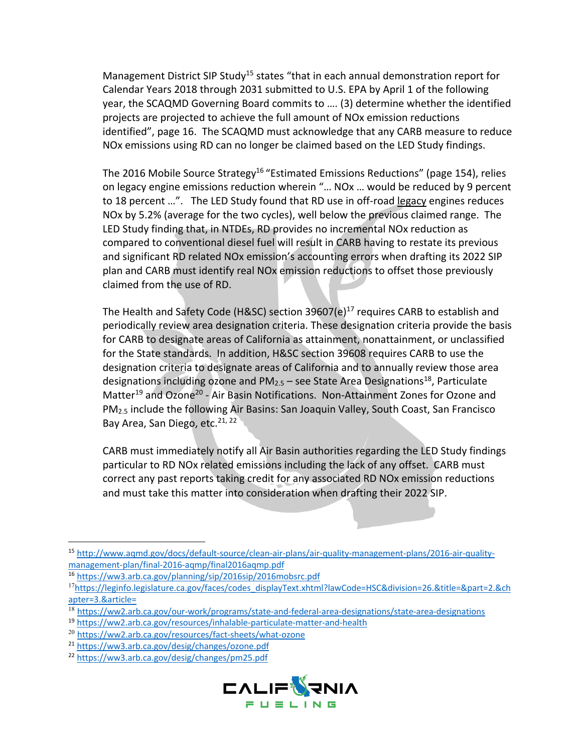Management District SIP Study[15] states "that in each annual demonstration report for Calendar Years 2018 through 2031 submitted to U.S. EPA by April 1 of the following year, the SCAQMD Governing Board commits to …. (3) determine whether the identified projects are projected to achieve the full amount of NOx emission reductions identified", page 16. The SCAQMD must acknowledge that any CARB measure to reduce NOx emissions using RD can no longer be claimed based on the LED Study findings.

The 2016 Mobile Source Strategy[16] "Estimated Emissions Reductions" (page 154), relies on legacy engine emissions reduction wherein "… NOx … would be reduced by 9 percent to 18 percent …". The LED Study found that RD use in off-road legacy engines reduces NOx by 5.2% (average for the two cycles), well below the previous claimed range. The LED Study finding that, in NTDEs, RD provides no incremental NOx reduction as compared to conventional diesel fuel will result in CARB having to restate its previous and significant RD related NOx emission's accounting errors when drafting its 2022 SIP plan and CARB must identify real NOx emission reductions to offset those previously claimed from the use of RD.

The Health and Safety Code (H&SC) section 39607(e)[17] requires CARB to establish and periodically review area designation criteria. These designation criteria provide the basis for CARB to designate areas of California as attainment, nonattainment, or unclassified for the State standards. In addition, H&SC section 39608 requires CARB to use the designation criteria to designate areas of California and to annually review those area designations including ozone and $PM_{2.5}$ – see State Area Designations[18], Particulate Matter[19] and Ozone[20] - Air Basin Notifications. Non-Attainment Zones for Ozone and $PM_{2.5}$ include the following Air Basins: San Joaquin Valley, South Coast, San Francisco Bay Area, San Diego, etc.[21, 22]

CARB must immediately notify all Air Basin authorities regarding the LED Study findings particular to RD NOx related emissions including the lack of any offset. CARB must correct any past reports taking credit for any associated RD NOx emission reductions and must take this matter into consideration when drafting their 2022 SIP.

---

[15] http://www.aqmd.gov/docs/default-source/clean-air-plans/air-quality-management-plans/2016-air-quality-management-plan/final-2016-aqmp/final2016aqmp.pdf

[16] https://ww3.arb.ca.gov/planning/sip/2016sip/2016mobsrc.pdf

[17] https://leginfo.legislature.ca.gov/faces/codes_displayText.xhtml?lawCode=HSC&division=26.&title=&part=2.&chapter=3.&article=

[18] https://ww2.arb.ca.gov/our-work/programs/state-and-federal-area-designations/state-area-designations

[19] https://ww2.arb.ca.gov/resources/inhalable-particulate-matter-and-health

[20] https://ww2.arb.ca.gov/resources/fact-sheets/what-ozone

[21] https://ww3.arb.ca.gov/desig/changes/ozone.pdf

[22] https://ww3.arb.ca.gov/desig/changes/pm25.pdf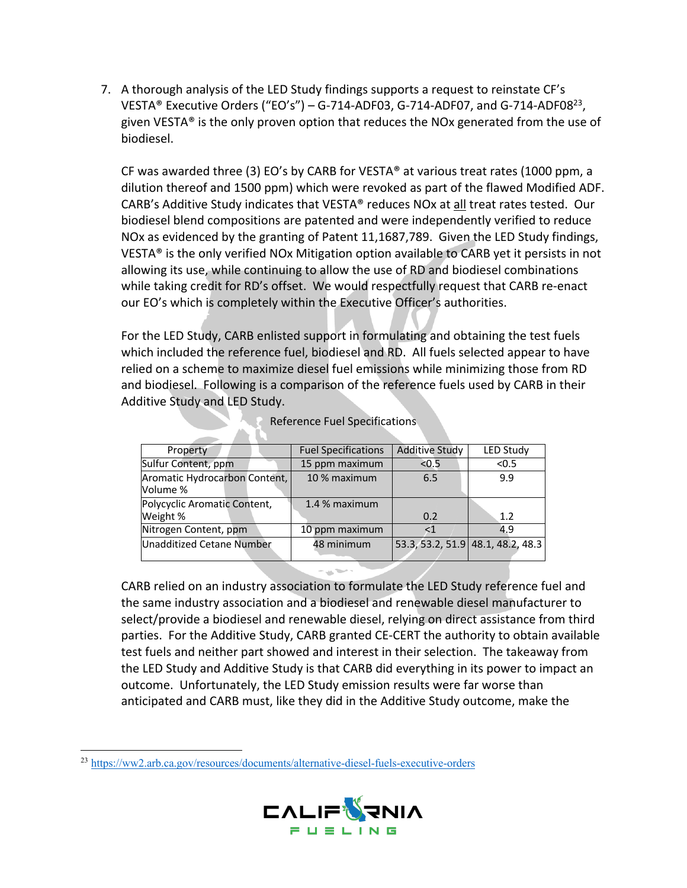7. A thorough analysis of the LED Study findings supports a request to reinstate CF's VESTA® Executive Orders ("EO's") – G-714-ADF03, G-714-ADF07, and G-714-ADF08[23], given VESTA® is the only proven option that reduces the NOx generated from the use of biodiesel.

   CF was awarded three (3) EO's by CARB for VESTA® at various treat rates (1000 ppm, a dilution thereof and 1500 ppm) which were revoked as part of the flawed Modified ADF. CARB's Additive Study indicates that VESTA® reduces NOx at <u>all</u> treat rates tested. Our biodiesel blend compositions are patented and were independently verified to reduce NOx as evidenced by the granting of Patent 11,1687,789. Given the LED Study findings, VESTA® is the only verified NOx Mitigation option available to CARB yet it persists in not allowing its use, while continuing to allow the use of RD and biodiesel combinations while taking credit for RD's offset. We would respectfully request that CARB re-enact our EO's which is completely within the Executive Officer's authorities.

   For the LED Study, CARB enlisted support in formulating and obtaining the test fuels which included the reference fuel, biodiesel and RD. All fuels selected appear to have relied on a scheme to maximize diesel fuel emissions while minimizing those from RD and biodiesel. Following is a comparison of the reference fuels used by CARB in their Additive Study and LED Study.

   Reference Fuel Specifications

   | Property | Fuel Specifications | Additive Study | LED Study |
   |---|---|---|---|
   | Sulfur Content, ppm | 15 ppm maximum | <0.5 | <0.5 |
   | Aromatic Hydrocarbon Content, Volume % | 10 % maximum | 6.5 | 9.9 |
   | Polycyclic Aromatic Content, Weight % | 1.4 % maximum | 0.2 | 1.2 |
   | Nitrogen Content, ppm | 10 ppm maximum | <1 | 4.9 |
   | Unadditized Cetane Number | 48 minimum | 53.3, 53.2, 51.9 | 48.1, 48.2, 48.3 |

   CARB relied on an industry association to formulate the LED Study reference fuel and the same industry association and a biodiesel and renewable diesel manufacturer to select/provide a biodiesel and renewable diesel, relying on direct assistance from third parties. For the Additive Study, CARB granted CE-CERT the authority to obtain available test fuels and neither part showed and interest in their selection. The takeaway from the LED Study and Additive Study is that CARB did everything in its power to impact an outcome. Unfortunately, the LED Study emission results were far worse than anticipated and CARB must, like they did in the Additive Study outcome, make the

[23] https://ww2.arb.ca.gov/resources/documents/alternative-diesel-fuels-executive-orders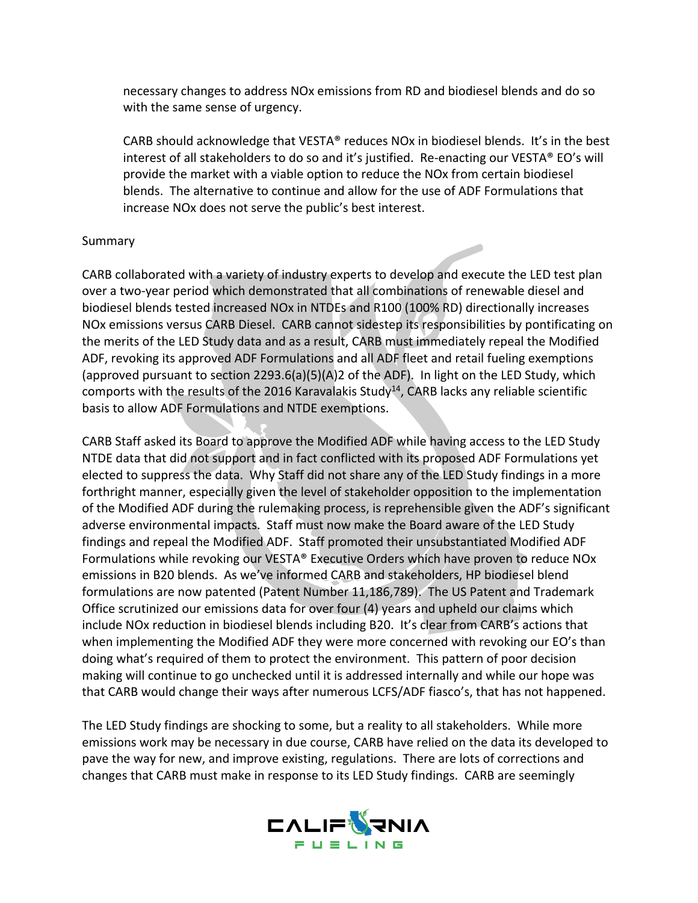necessary changes to address NOx emissions from RD and biodiesel blends and do so with the same sense of urgency.

CARB should acknowledge that VESTA® reduces NOx in biodiesel blends. It's in the best interest of all stakeholders to do so and it's justified. Re-enacting our VESTA® EO's will provide the market with a viable option to reduce the NOx from certain biodiesel blends. The alternative to continue and allow for the use of ADF Formulations that increase NOx does not serve the public's best interest.

Summary

CARB collaborated with a variety of industry experts to develop and execute the LED test plan over a two-year period which demonstrated that all combinations of renewable diesel and biodiesel blends tested increased NOx in NTDEs and R100 (100% RD) directionally increases NOx emissions versus CARB Diesel. CARB cannot sidestep its responsibilities by pontificating on the merits of the LED Study data and as a result, CARB must immediately repeal the Modified ADF, revoking its approved ADF Formulations and all ADF fleet and retail fueling exemptions (approved pursuant to section 2293.6(a)(5)(A)2 of the ADF). In light on the LED Study, which comports with the results of the 2016 Karavalakis Study[14], CARB lacks any reliable scientific basis to allow ADF Formulations and NTDE exemptions.

CARB Staff asked its Board to approve the Modified ADF while having access to the LED Study NTDE data that did not support and in fact conflicted with its proposed ADF Formulations yet elected to suppress the data. Why Staff did not share any of the LED Study findings in a more forthright manner, especially given the level of stakeholder opposition to the implementation of the Modified ADF during the rulemaking process, is reprehensible given the ADF's significant adverse environmental impacts. Staff must now make the Board aware of the LED Study findings and repeal the Modified ADF. Staff promoted their unsubstantiated Modified ADF Formulations while revoking our VESTA® Executive Orders which have proven to reduce NOx emissions in B20 blends. As we've informed CARB and stakeholders, HP biodiesel blend formulations are now patented (Patent Number 11,186,789). The US Patent and Trademark Office scrutinized our emissions data for over four (4) years and upheld our claims which include NOx reduction in biodiesel blends including B20. It's clear from CARB's actions that when implementing the Modified ADF they were more concerned with revoking our EO's than doing what's required of them to protect the environment. This pattern of poor decision making will continue to go unchecked until it is addressed internally and while our hope was that CARB would change their ways after numerous LCFS/ADF fiasco's, that has not happened.

The LED Study findings are shocking to some, but a reality to all stakeholders. While more emissions work may be necessary in due course, CARB have relied on the data its developed to pave the way for new, and improve existing, regulations. There are lots of corrections and changes that CARB must make in response to its LED Study findings. CARB are seemingly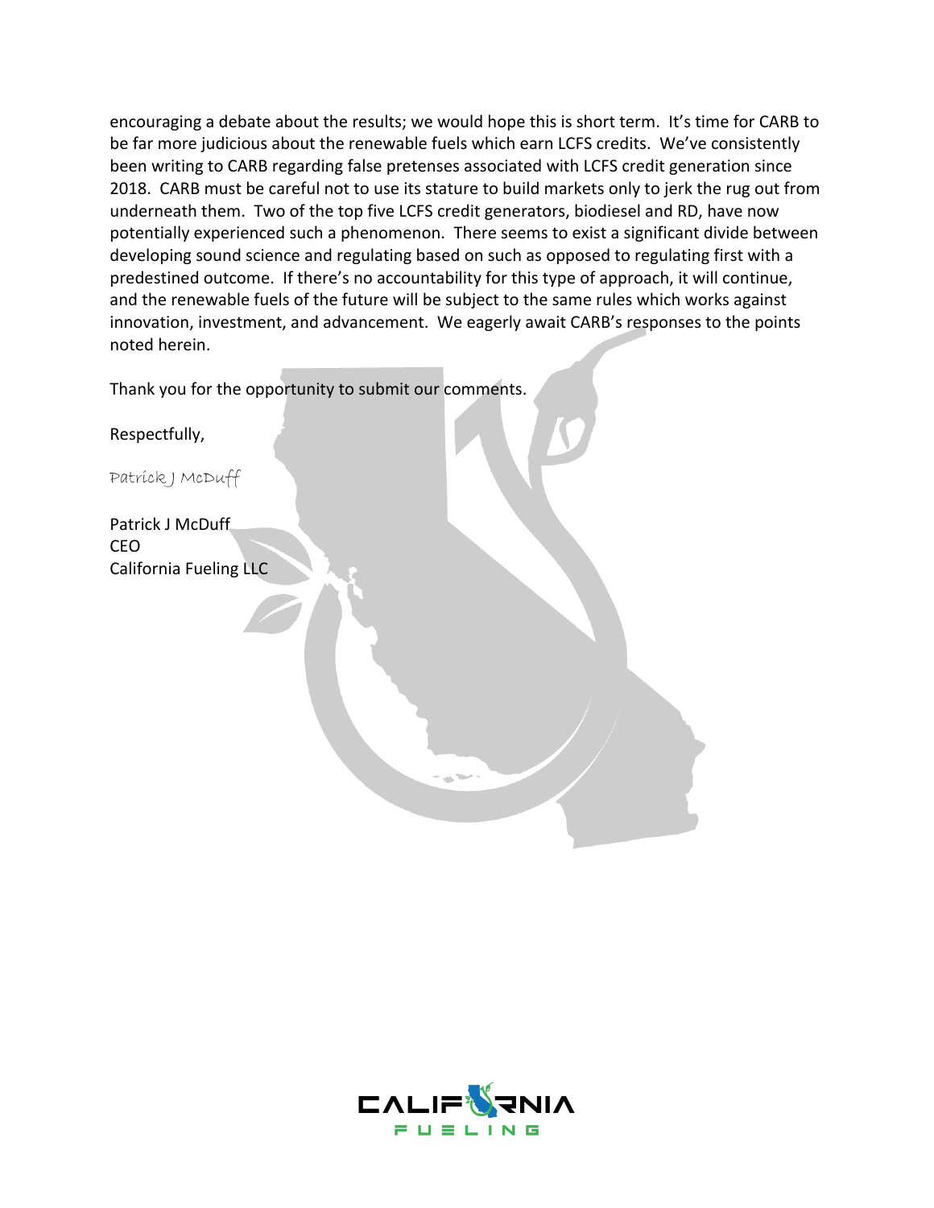encouraging a debate about the results; we would hope this is short term. It's time for CARB to be far more judicious about the renewable fuels which earn LCFS credits. We've consistently been writing to CARB regarding false pretenses associated with LCFS credit generation since 2018. CARB must be careful not to use its stature to build markets only to jerk the rug out from underneath them. Two of the top five LCFS credit generators, biodiesel and RD, have now potentially experienced such a phenomenon. There seems to exist a significant divide between developing sound science and regulating based on such as opposed to regulating first with a predestined outcome. If there's no accountability for this type of approach, it will continue, and the renewable fuels of the future will be subject to the same rules which works against innovation, investment, and advancement. We eagerly await CARB's responses to the points noted herein.

Thank you for the opportunity to submit our comments.

Respectfully,

*Patrick J McDuff*

Patrick J McDuff
CEO
California Fueling LLC